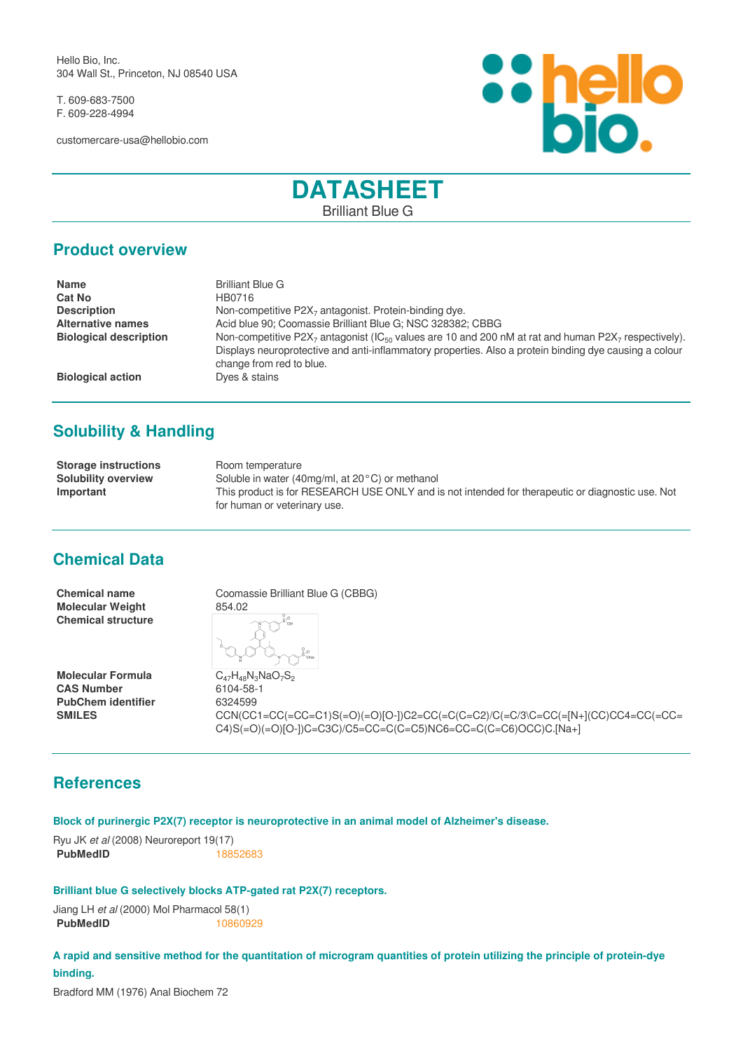Hello Bio, Inc.
304 Wall St., Princeton, NJ 08540 USA

T. 609-683-7500
F. 609-228-4994

customercare-usa@hellobio.com

# DATASHEET

Brilliant Blue G

## Product overview

| | |
|---|---|
| **Name** | Brilliant Blue G |
| **Cat No** | HB0716 |
| **Description** | Non-competitive $P2X_7$ antagonist. Protein-binding dye. |
| **Alternative names** | Acid blue 90; Coomassie Brilliant Blue G; NSC 328382; CBBG |
| **Biological description** | Non-competitive $P2X_7$ antagonist ($IC_{50}$ values are 10 and 200 nM at rat and human $P2X_7$ respectively). Displays neuroprotective and anti-inflammatory properties. Also a protein binding dye causing a colour change from red to blue. |
| **Biological action** | Dyes & stains |

## Solubility & Handling

| | |
|---|---|
| **Storage instructions** | Room temperature |
| **Solubility overview** | Soluble in water (40mg/ml, at 20°C) or methanol |
| **Important** | This product is for RESEARCH USE ONLY and is not intended for therapeutic or diagnostic use. Not for human or veterinary use. |

## Chemical Data

| | |
|---|---|
| **Chemical name** | Coomassie Brilliant Blue G (CBBG) |
| **Molecular Weight** | 854.02 |
| **Chemical structure** | |
| **Molecular Formula** | $C_{47}H_{48}N_3NaO_7S_2$ |
| **CAS Number** | 6104-58-1 |
| **PubChem identifier** | 6324599 |
| **SMILES** | CCN(CC1=CC(=CC=C1)S(=O)(=O)[O-])C2=CC(=C(C=C2)/C(=C/3\C=CC(=[N+](CC)CC4=CC(=CC=C4)S(=O)(=O)[O-])C=C3C)/C5=CC=C(C=C5)NC6=CC=C(C=C6)OCC)C.[Na+] |

## References

**Block of purinergic P2X(7) receptor is neuroprotective in an animal model of Alzheimer's disease.**

Ryu JK *et al* (2008) Neuroreport 19(17)
**PubMedID** 18852683

**Brilliant blue G selectively blocks ATP-gated rat P2X(7) receptors.**

Jiang LH *et al* (2000) Mol Pharmacol 58(1)
**PubMedID** 10860929

**A rapid and sensitive method for the quantitation of microgram quantities of protein utilizing the principle of protein-dye binding.**

Bradford MM (1976) Anal Biochem 72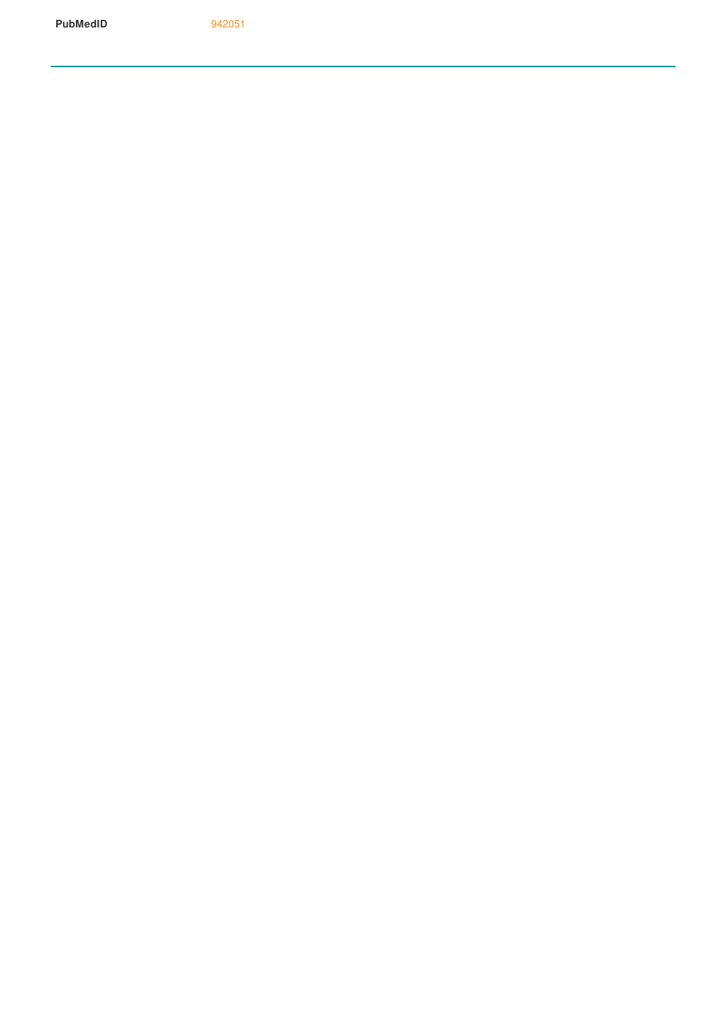| | |
|---|---|
| **PubMedID** | 942051 |